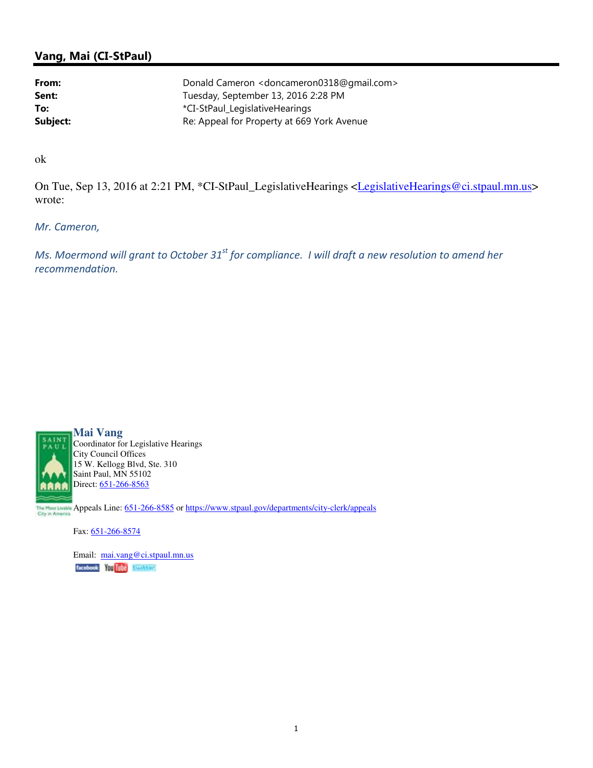## Vang, Mai (CI-StPaul)

| | |
|---|---|
| **From:** | Donald Cameron <doncameron0318@gmail.com> |
| **Sent:** | Tuesday, September 13, 2016 2:28 PM |
| **To:** | *CI-StPaul_LegislativeHearings |
| **Subject:** | Re: Appeal for Property at 669 York Avenue |

ok

On Tue, Sep 13, 2016 at 2:21 PM, *CI-StPaul_LegislativeHearings <LegislativeHearings@ci.stpaul.mn.us> wrote:

*Mr. Cameron,*

*Ms. Moermond will grant to October 31st for compliance. I will draft a new resolution to amend her recommendation.*

**Mai Vang**
Coordinator for Legislative Hearings
City Council Offices
15 W. Kellogg Blvd, Ste. 310
Saint Paul, MN 55102
Direct: 651-266-8563

Appeals Line: 651-266-8585 or https://www.stpaul.gov/departments/city-clerk/appeals

Fax: 651-266-8574

Email: mai.vang@ci.stpaul.mn.us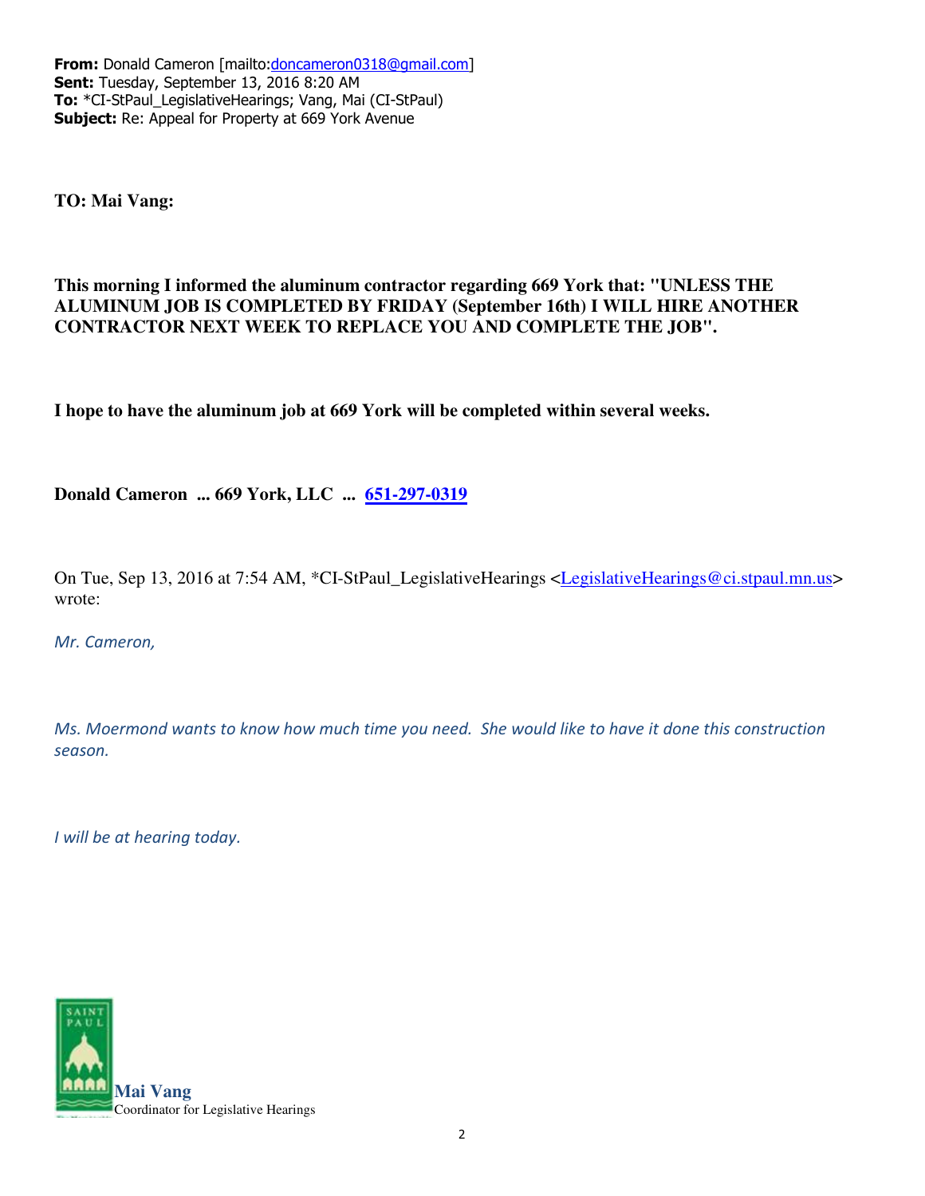**From:** Donald Cameron [mailto:doncameron0318@gmail.com]
**Sent:** Tuesday, September 13, 2016 8:20 AM
**To:** *CI-StPaul_LegislativeHearings; Vang, Mai (CI-StPaul)
**Subject:** Re: Appeal for Property at 669 York Avenue

**TO: Mai Vang:**

**This morning I informed the aluminum contractor regarding 669 York that: "UNLESS THE ALUMINUM JOB IS COMPLETED BY FRIDAY (September 16th) I WILL HIRE ANOTHER CONTRACTOR NEXT WEEK TO REPLACE YOU AND COMPLETE THE JOB".**

**I hope to have the aluminum job at 669 York will be completed within several weeks.**

**Donald Cameron ... 669 York, LLC ... 651-297-0319**

On Tue, Sep 13, 2016 at 7:54 AM, *CI-StPaul_LegislativeHearings <LegislativeHearings@ci.stpaul.mn.us> wrote:

*Mr. Cameron,*

*Ms. Moermond wants to know how much time you need. She would like to have it done this construction season.*

*I will be at hearing today.*

**Mai Vang**
Coordinator for Legislative Hearings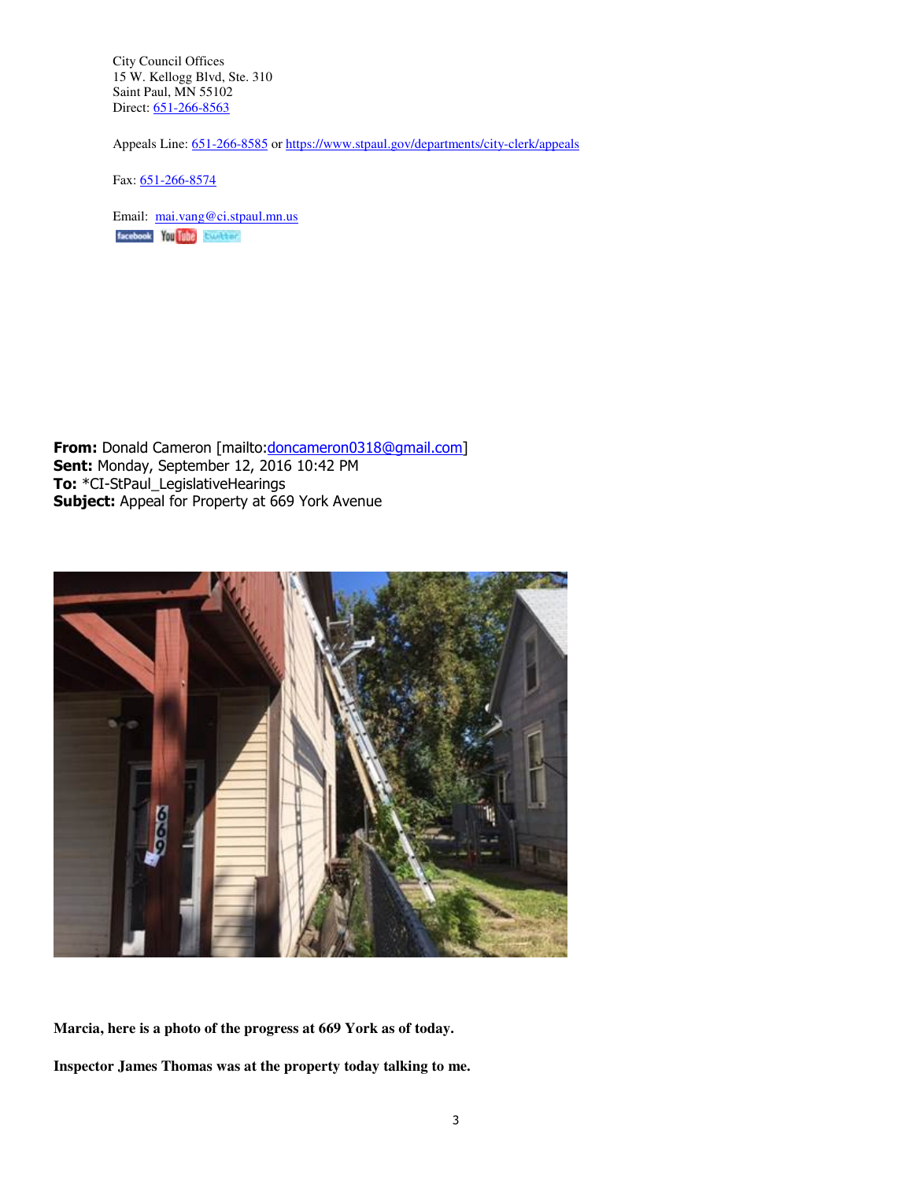City Council Offices
15 W. Kellogg Blvd, Ste. 310
Saint Paul, MN 55102
Direct: 651-266-8563

Appeals Line: 651-266-8585 or https://www.stpaul.gov/departments/city-clerk/appeals

Fax: 651-266-8574

Email: mai.vang@ci.stpaul.mn.us

**From:** Donald Cameron [mailto:doncameron0318@gmail.com]
**Sent:** Monday, September 12, 2016 10:42 PM
**To:** *CI-StPaul_LegislativeHearings
**Subject:** Appeal for Property at 669 York Avenue

**Marcia, here is a photo of the progress at 669 York as of today.**

**Inspector James Thomas was at the property today talking to me.**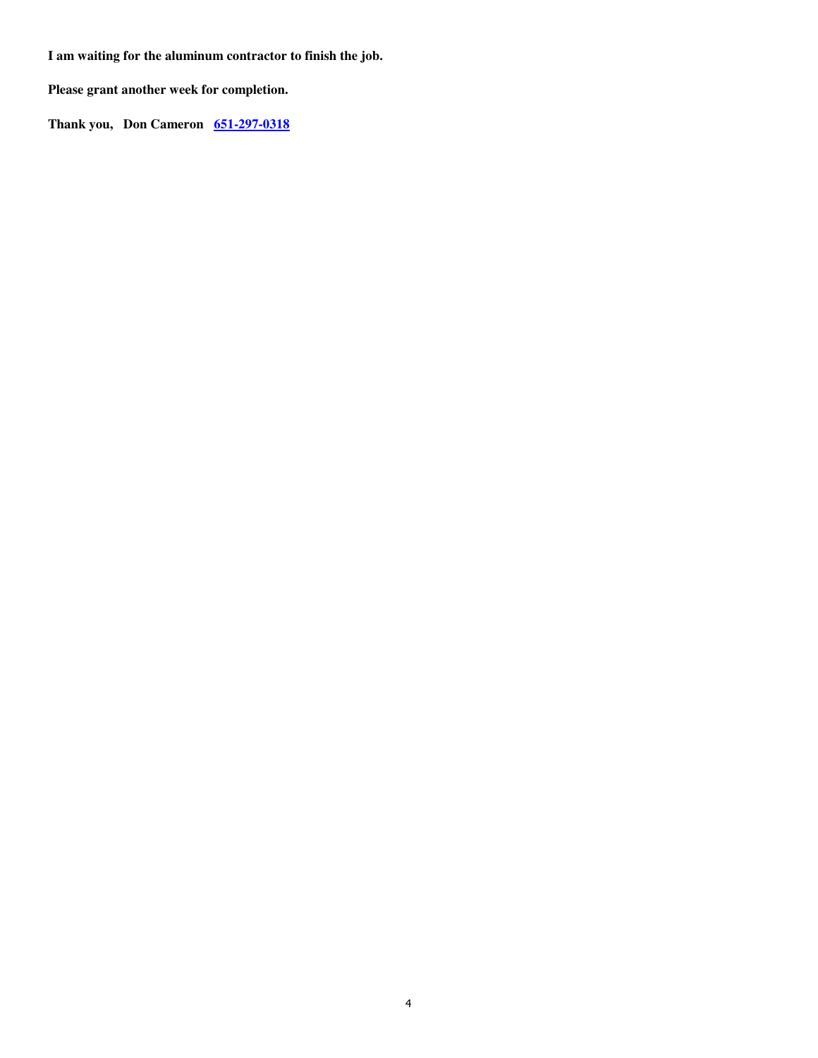**I am waiting for the aluminum contractor to finish the job.**

**Please grant another week for completion.**

**Thank you, Don Cameron [651-297-0318]**